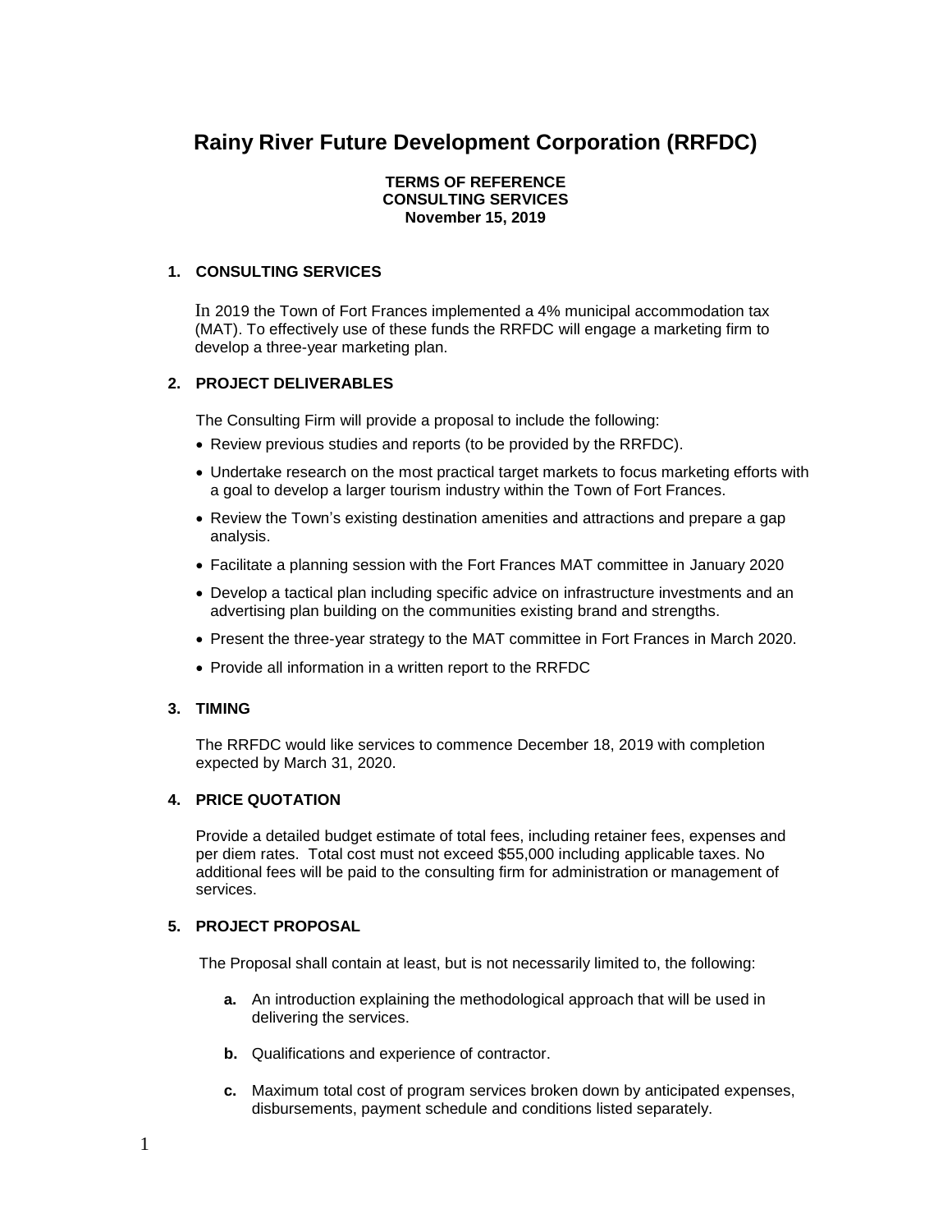# Rainy River Future Development Corporation (RRFDC)

**TERMS OF REFERENCE**
**CONSULTING SERVICES**
**November 15, 2019**

## 1. CONSULTING SERVICES

In 2019 the Town of Fort Frances implemented a 4% municipal accommodation tax (MAT). To effectively use of these funds the RRFDC will engage a marketing firm to develop a three-year marketing plan.

## 2. PROJECT DELIVERABLES

The Consulting Firm will provide a proposal to include the following:

- Review previous studies and reports (to be provided by the RRFDC).
- Undertake research on the most practical target markets to focus marketing efforts with a goal to develop a larger tourism industry within the Town of Fort Frances.
- Review the Town's existing destination amenities and attractions and prepare a gap analysis.
- Facilitate a planning session with the Fort Frances MAT committee in January 2020
- Develop a tactical plan including specific advice on infrastructure investments and an advertising plan building on the communities existing brand and strengths.
- Present the three-year strategy to the MAT committee in Fort Frances in March 2020.
- Provide all information in a written report to the RRFDC

## 3. TIMING

The RRFDC would like services to commence December 18, 2019 with completion expected by March 31, 2020.

## 4. PRICE QUOTATION

Provide a detailed budget estimate of total fees, including retainer fees, expenses and per diem rates. Total cost must not exceed $55,000 including applicable taxes. No additional fees will be paid to the consulting firm for administration or management of services.

## 5. PROJECT PROPOSAL

The Proposal shall contain at least, but is not necessarily limited to, the following:

**a.** An introduction explaining the methodological approach that will be used in delivering the services.

**b.** Qualifications and experience of contractor.

**c.** Maximum total cost of program services broken down by anticipated expenses, disbursements, payment schedule and conditions listed separately.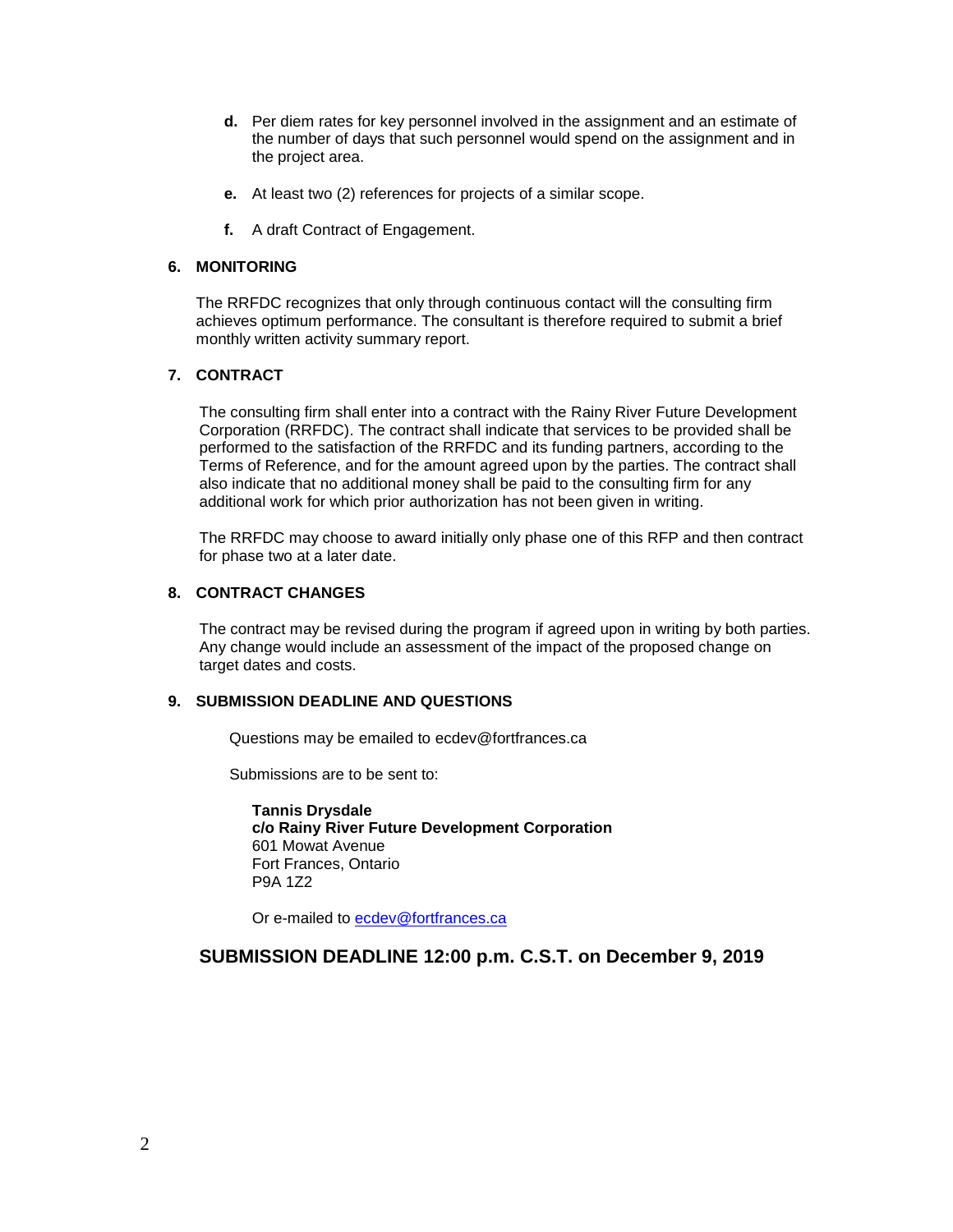**d.** Per diem rates for key personnel involved in the assignment and an estimate of the number of days that such personnel would spend on the assignment and in the project area.

**e.** At least two (2) references for projects of a similar scope.

**f.** A draft Contract of Engagement.

## 6. MONITORING

The RRFDC recognizes that only through continuous contact will the consulting firm achieves optimum performance. The consultant is therefore required to submit a brief monthly written activity summary report.

## 7. CONTRACT

The consulting firm shall enter into a contract with the Rainy River Future Development Corporation (RRFDC). The contract shall indicate that services to be provided shall be performed to the satisfaction of the RRFDC and its funding partners, according to the Terms of Reference, and for the amount agreed upon by the parties. The contract shall also indicate that no additional money shall be paid to the consulting firm for any additional work for which prior authorization has not been given in writing.

The RRFDC may choose to award initially only phase one of this RFP and then contract for phase two at a later date.

## 8. CONTRACT CHANGES

The contract may be revised during the program if agreed upon in writing by both parties. Any change would include an assessment of the impact of the proposed change on target dates and costs.

## 9. SUBMISSION DEADLINE AND QUESTIONS

Questions may be emailed to ecdev@fortfrances.ca

Submissions are to be sent to:

**Tannis Drysdale**
**c/o Rainy River Future Development Corporation**
601 Mowat Avenue
Fort Frances, Ontario
P9A 1Z2

Or e-mailed to ecdev@fortfrances.ca

## SUBMISSION DEADLINE 12:00 p.m. C.S.T. on December 9, 2019